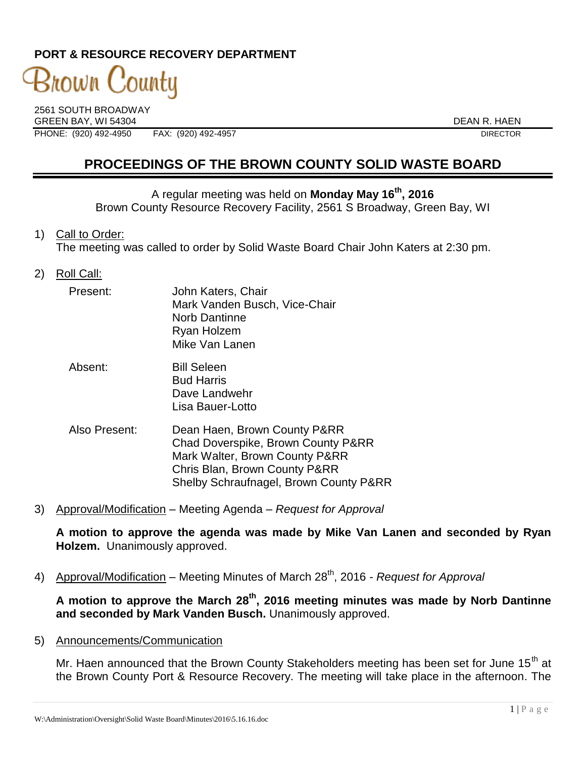**PORT & RESOURCE RECOVERY DEPARTMENT**

Brown County

2561 SOUTH BROADWAY
GREEN BAY, WI 54304

DEAN R. HAEN
DIRECTOR

PHONE: (920) 492-4950 FAX: (920) 492-4957

# PROCEEDINGS OF THE BROWN COUNTY SOLID WASTE BOARD

A regular meeting was held on **Monday May 16th, 2016**
Brown County Resource Recovery Facility, 2561 S Broadway, Green Bay, WI

1) Call to Order:
The meeting was called to order by Solid Waste Board Chair John Katers at 2:30 pm.

2) Roll Call:

| | |
|---|---|
| Present: | John Katers, Chair<br>Mark Vanden Busch, Vice-Chair<br>Norb Dantinne<br>Ryan Holzem<br>Mike Van Lanen |
| Absent: | Bill Seleen<br>Bud Harris<br>Dave Landwehr<br>Lisa Bauer-Lotto |
| Also Present: | Dean Haen, Brown County P&RR<br>Chad Doverspike, Brown County P&RR<br>Mark Walter, Brown County P&RR<br>Chris Blan, Brown County P&RR<br>Shelby Schraufnagel, Brown County P&RR |

3) Approval/Modification – Meeting Agenda – *Request for Approval*

**A motion to approve the agenda was made by Mike Van Lanen and seconded by Ryan Holzem.** Unanimously approved.

4) Approval/Modification – Meeting Minutes of March 28th, 2016 - *Request for Approval*

**A motion to approve the March 28th, 2016 meeting minutes was made by Norb Dantinne and seconded by Mark Vanden Busch.** Unanimously approved.

5) Announcements/Communication

Mr. Haen announced that the Brown County Stakeholders meeting has been set for June 15th at the Brown County Port & Resource Recovery. The meeting will take place in the afternoon. The

W:\Administration\Oversight\Solid Waste Board\Minutes\2016\5.16.16.doc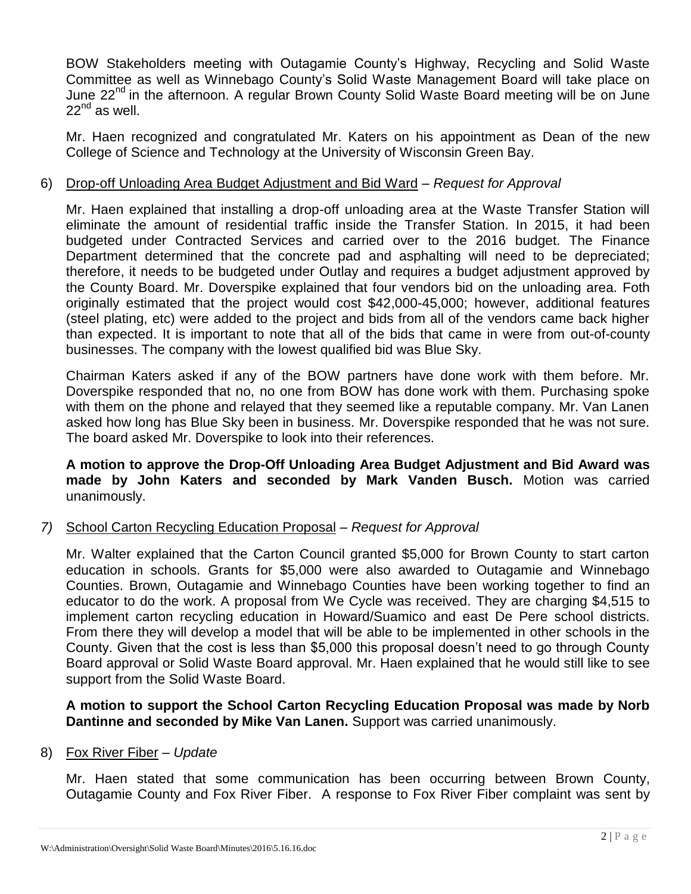BOW Stakeholders meeting with Outagamie County's Highway, Recycling and Solid Waste Committee as well as Winnebago County's Solid Waste Management Board will take place on June 22nd in the afternoon. A regular Brown County Solid Waste Board meeting will be on June 22nd as well.

Mr. Haen recognized and congratulated Mr. Katers on his appointment as Dean of the new College of Science and Technology at the University of Wisconsin Green Bay.

6) Drop-off Unloading Area Budget Adjustment and Bid Ward – *Request for Approval*

Mr. Haen explained that installing a drop-off unloading area at the Waste Transfer Station will eliminate the amount of residential traffic inside the Transfer Station. In 2015, it had been budgeted under Contracted Services and carried over to the 2016 budget. The Finance Department determined that the concrete pad and asphalting will need to be depreciated; therefore, it needs to be budgeted under Outlay and requires a budget adjustment approved by the County Board. Mr. Doverspike explained that four vendors bid on the unloading area. Foth originally estimated that the project would cost $42,000-45,000; however, additional features (steel plating, etc) were added to the project and bids from all of the vendors came back higher than expected. It is important to note that all of the bids that came in were from out-of-county businesses. The company with the lowest qualified bid was Blue Sky.

Chairman Katers asked if any of the BOW partners have done work with them before. Mr. Doverspike responded that no, no one from BOW has done work with them. Purchasing spoke with them on the phone and relayed that they seemed like a reputable company. Mr. Van Lanen asked how long has Blue Sky been in business. Mr. Doverspike responded that he was not sure. The board asked Mr. Doverspike to look into their references.

**A motion to approve the Drop-Off Unloading Area Budget Adjustment and Bid Award was made by John Katers and seconded by Mark Vanden Busch.** Motion was carried unanimously.

*7)* School Carton Recycling Education Proposal – *Request for Approval*

Mr. Walter explained that the Carton Council granted $5,000 for Brown County to start carton education in schools. Grants for $5,000 were also awarded to Outagamie and Winnebago Counties. Brown, Outagamie and Winnebago Counties have been working together to find an educator to do the work. A proposal from We Cycle was received. They are charging $4,515 to implement carton recycling education in Howard/Suamico and east De Pere school districts. From there they will develop a model that will be able to be implemented in other schools in the County. Given that the cost is less than $5,000 this proposal doesn't need to go through County Board approval or Solid Waste Board approval. Mr. Haen explained that he would still like to see support from the Solid Waste Board.

**A motion to support the School Carton Recycling Education Proposal was made by Norb Dantinne and seconded by Mike Van Lanen.** Support was carried unanimously.

8) Fox River Fiber – *Update*

Mr. Haen stated that some communication has been occurring between Brown County, Outagamie County and Fox River Fiber. A response to Fox River Fiber complaint was sent by

W:\Administration\Oversight\Solid Waste Board\Minutes\2016\5.16.16.doc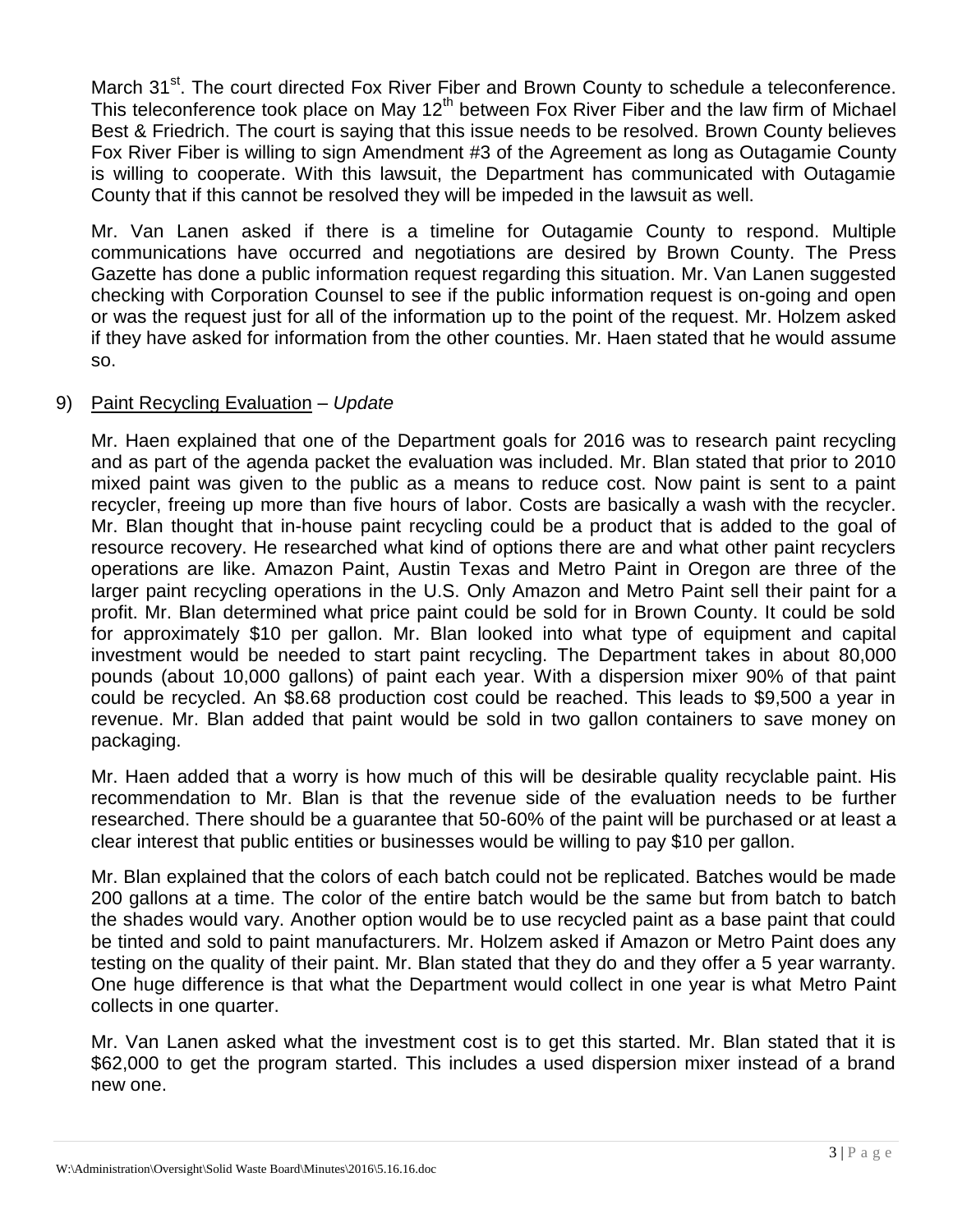March 31st. The court directed Fox River Fiber and Brown County to schedule a teleconference. This teleconference took place on May 12th between Fox River Fiber and the law firm of Michael Best & Friedrich. The court is saying that this issue needs to be resolved. Brown County believes Fox River Fiber is willing to sign Amendment #3 of the Agreement as long as Outagamie County is willing to cooperate. With this lawsuit, the Department has communicated with Outagamie County that if this cannot be resolved they will be impeded in the lawsuit as well.

Mr. Van Lanen asked if there is a timeline for Outagamie County to respond. Multiple communications have occurred and negotiations are desired by Brown County. The Press Gazette has done a public information request regarding this situation. Mr. Van Lanen suggested checking with Corporation Counsel to see if the public information request is on-going and open or was the request just for all of the information up to the point of the request. Mr. Holzem asked if they have asked for information from the other counties. Mr. Haen stated that he would assume so.

9) Paint Recycling Evaluation – *Update*

Mr. Haen explained that one of the Department goals for 2016 was to research paint recycling and as part of the agenda packet the evaluation was included. Mr. Blan stated that prior to 2010 mixed paint was given to the public as a means to reduce cost. Now paint is sent to a paint recycler, freeing up more than five hours of labor. Costs are basically a wash with the recycler. Mr. Blan thought that in-house paint recycling could be a product that is added to the goal of resource recovery. He researched what kind of options there are and what other paint recyclers operations are like. Amazon Paint, Austin Texas and Metro Paint in Oregon are three of the larger paint recycling operations in the U.S. Only Amazon and Metro Paint sell their paint for a profit. Mr. Blan determined what price paint could be sold for in Brown County. It could be sold for approximately $10 per gallon. Mr. Blan looked into what type of equipment and capital investment would be needed to start paint recycling. The Department takes in about 80,000 pounds (about 10,000 gallons) of paint each year. With a dispersion mixer 90% of that paint could be recycled. An $8.68 production cost could be reached. This leads to $9,500 a year in revenue. Mr. Blan added that paint would be sold in two gallon containers to save money on packaging.

Mr. Haen added that a worry is how much of this will be desirable quality recyclable paint. His recommendation to Mr. Blan is that the revenue side of the evaluation needs to be further researched. There should be a guarantee that 50-60% of the paint will be purchased or at least a clear interest that public entities or businesses would be willing to pay $10 per gallon.

Mr. Blan explained that the colors of each batch could not be replicated. Batches would be made 200 gallons at a time. The color of the entire batch would be the same but from batch to batch the shades would vary. Another option would be to use recycled paint as a base paint that could be tinted and sold to paint manufacturers. Mr. Holzem asked if Amazon or Metro Paint does any testing on the quality of their paint. Mr. Blan stated that they do and they offer a 5 year warranty. One huge difference is that what the Department would collect in one year is what Metro Paint collects in one quarter.

Mr. Van Lanen asked what the investment cost is to get this started. Mr. Blan stated that it is $62,000 to get the program started. This includes a used dispersion mixer instead of a brand new one.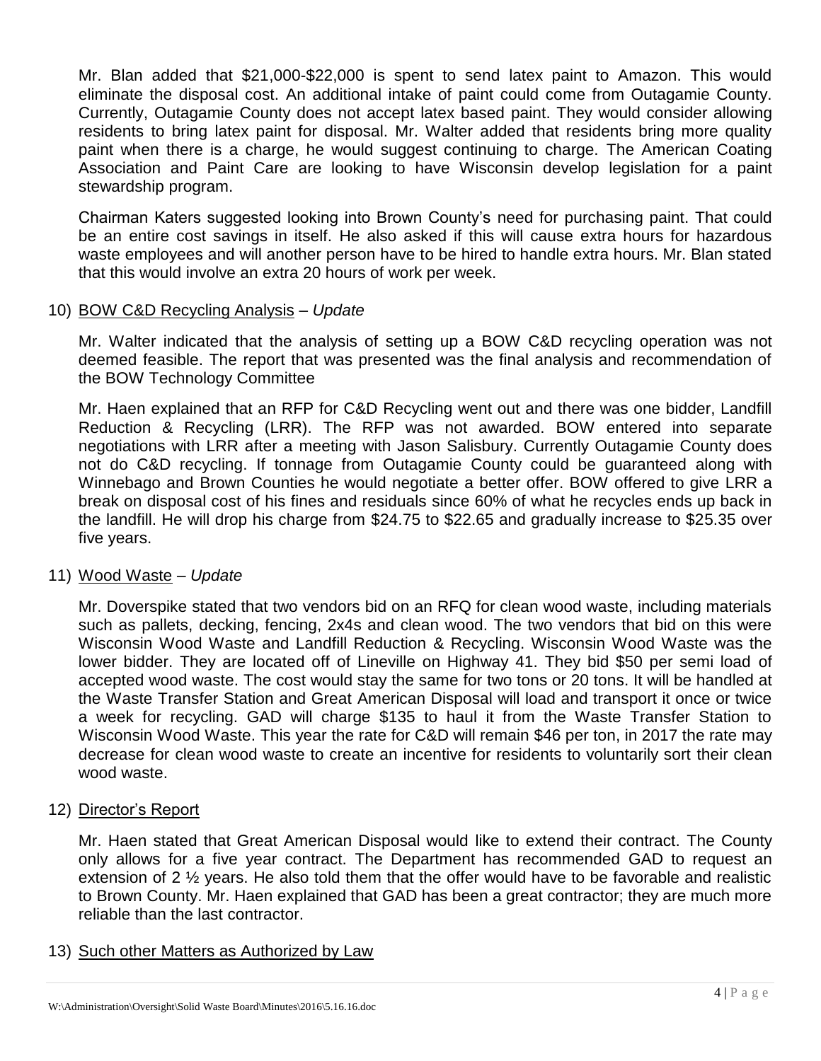Mr. Blan added that $21,000-$22,000 is spent to send latex paint to Amazon. This would eliminate the disposal cost. An additional intake of paint could come from Outagamie County. Currently, Outagamie County does not accept latex based paint. They would consider allowing residents to bring latex paint for disposal. Mr. Walter added that residents bring more quality paint when there is a charge, he would suggest continuing to charge. The American Coating Association and Paint Care are looking to have Wisconsin develop legislation for a paint stewardship program.

Chairman Katers suggested looking into Brown County's need for purchasing paint. That could be an entire cost savings in itself. He also asked if this will cause extra hours for hazardous waste employees and will another person have to be hired to handle extra hours. Mr. Blan stated that this would involve an extra 20 hours of work per week.

10) <u>BOW C&D Recycling Analysis</u> – *Update*

Mr. Walter indicated that the analysis of setting up a BOW C&D recycling operation was not deemed feasible. The report that was presented was the final analysis and recommendation of the BOW Technology Committee

Mr. Haen explained that an RFP for C&D Recycling went out and there was one bidder, Landfill Reduction & Recycling (LRR). The RFP was not awarded. BOW entered into separate negotiations with LRR after a meeting with Jason Salisbury. Currently Outagamie County does not do C&D recycling. If tonnage from Outagamie County could be guaranteed along with Winnebago and Brown Counties he would negotiate a better offer. BOW offered to give LRR a break on disposal cost of his fines and residuals since 60% of what he recycles ends up back in the landfill. He will drop his charge from $24.75 to $22.65 and gradually increase to $25.35 over five years.

11) <u>Wood Waste</u> – *Update*

Mr. Doverspike stated that two vendors bid on an RFQ for clean wood waste, including materials such as pallets, decking, fencing, 2x4s and clean wood. The two vendors that bid on this were Wisconsin Wood Waste and Landfill Reduction & Recycling. Wisconsin Wood Waste was the lower bidder. They are located off of Lineville on Highway 41. They bid $50 per semi load of accepted wood waste. The cost would stay the same for two tons or 20 tons. It will be handled at the Waste Transfer Station and Great American Disposal will load and transport it once or twice a week for recycling. GAD will charge $135 to haul it from the Waste Transfer Station to Wisconsin Wood Waste. This year the rate for C&D will remain $46 per ton, in 2017 the rate may decrease for clean wood waste to create an incentive for residents to voluntarily sort their clean wood waste.

12) <u>Director's Report</u>

Mr. Haen stated that Great American Disposal would like to extend their contract. The County only allows for a five year contract. The Department has recommended GAD to request an extension of 2 ½ years. He also told them that the offer would have to be favorable and realistic to Brown County. Mr. Haen explained that GAD has been a great contractor; they are much more reliable than the last contractor.

13) <u>Such other Matters as Authorized by Law</u>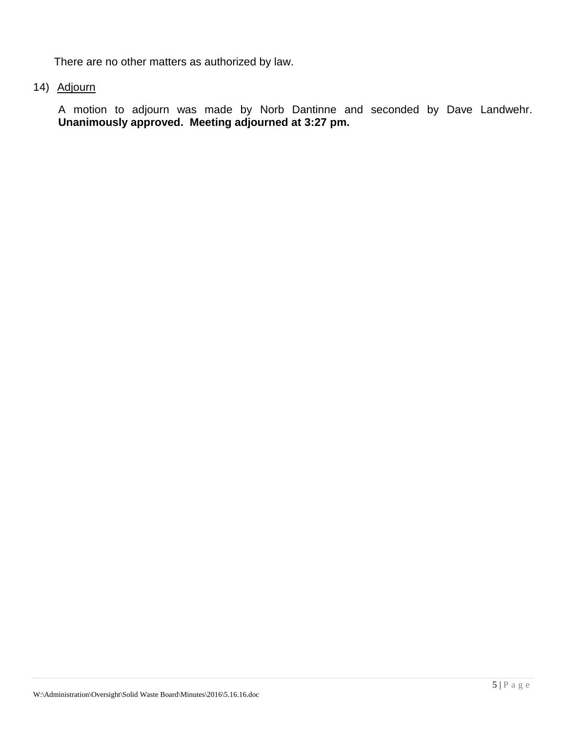There are no other matters as authorized by law.

14) Adjourn

A motion to adjourn was made by Norb Dantinne and seconded by Dave Landwehr. **Unanimously approved. Meeting adjourned at 3:27 pm.**

W:\Administration\Oversight\Solid Waste Board\Minutes\2016\5.16.16.doc